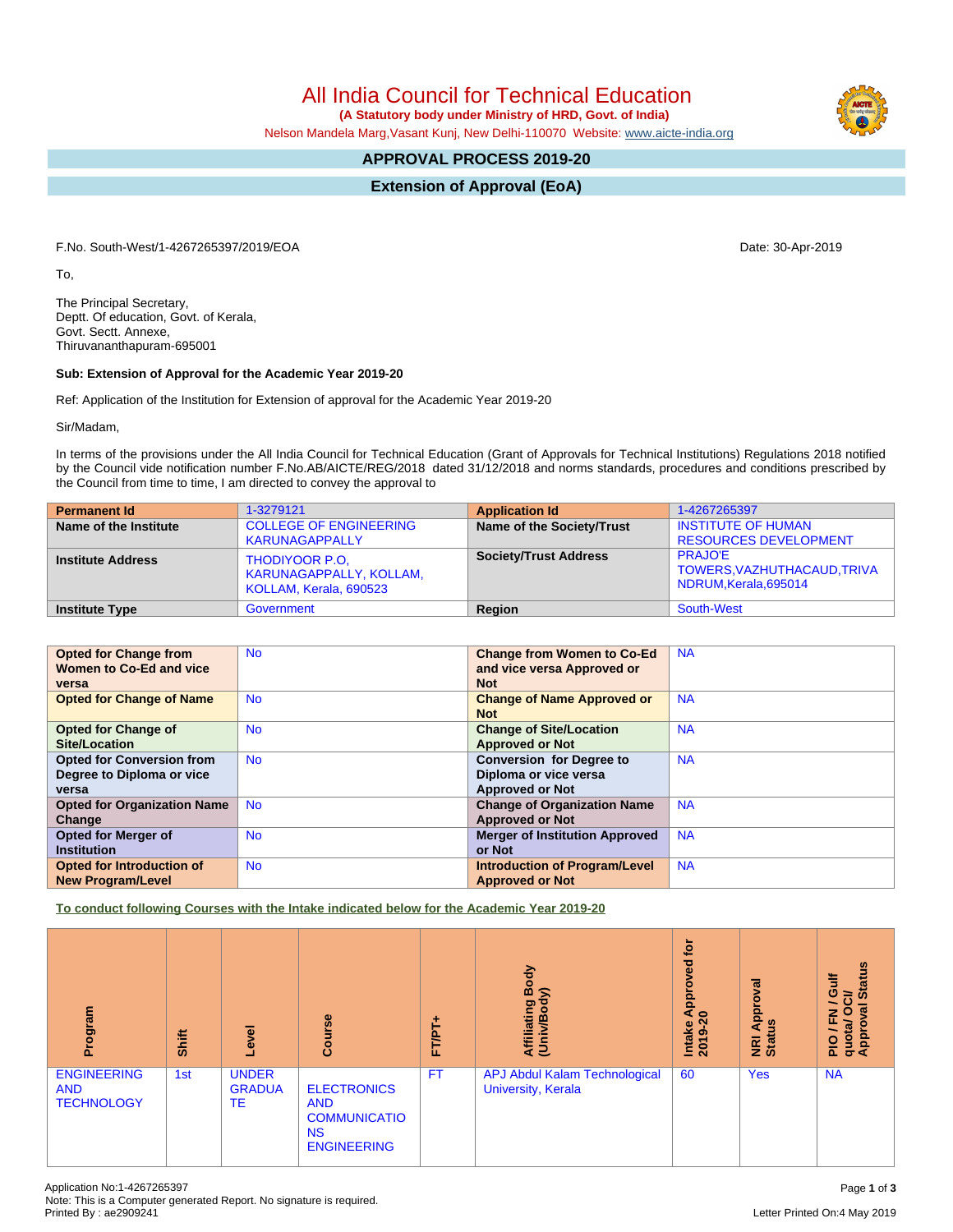# All India Council for Technical Education

**(A Statutory body under Ministry of HRD, Govt. of India)**

Nelson Mandela Marg,Vasant Kunj, New Delhi-110070 Website: www.aicte-india.org

## APPROVAL PROCESS 2019-20

## Extension of Approval (EoA)

F.No. South-West/1-4267265397/2019/EOA

Date: 30-Apr-2019

To,

The Principal Secretary,
Deptt. Of education, Govt. of Kerala,
Govt. Sectt. Annexe,
Thiruvananthapuram-695001

**Sub: Extension of Approval for the Academic Year 2019-20**

Ref: Application of the Institution for Extension of approval for the Academic Year 2019-20

Sir/Madam,

In terms of the provisions under the All India Council for Technical Education (Grant of Approvals for Technical Institutions) Regulations 2018 notified by the Council vide notification number F.No.AB/AICTE/REG/2018 dated 31/12/2018 and norms standards, procedures and conditions prescribed by the Council from time to time, I am directed to convey the approval to

| **Permanent Id** | 1-3279121 | **Application Id** | 1-4267265397 |
|---|---|---|---|
| **Name of the Institute** | COLLEGE OF ENGINEERING KARUNAGAPPALLY | **Name of the Society/Trust** | INSTITUTE OF HUMAN RESOURCES DEVELOPMENT |
| **Institute Address** | THODIYOOR P.O, KARUNAGAPPALLY, KOLLAM, KOLLAM, Kerala, 690523 | **Society/Trust Address** | PRAJO'E TOWERS,VAZHUTHACAUD,TRIVANDRUM,Kerala,695014 |
| **Institute Type** | Government | **Region** | South-West |

| **Opted for Change from Women to Co-Ed and vice versa** | No | **Change from Women to Co-Ed and vice versa Approved or Not** | NA |
|---|---|---|---|
| **Opted for Change of Name** | No | **Change of Name Approved or Not** | NA |
| **Opted for Change of Site/Location** | No | **Change of Site/Location Approved or Not** | NA |
| **Opted for Conversion from Degree to Diploma or vice versa** | No | **Conversion for Degree to Diploma or vice versa Approved or Not** | NA |
| **Opted for Organization Name Change** | No | **Change of Organization Name Approved or Not** | NA |
| **Opted for Merger of Institution** | No | **Merger of Institution Approved or Not** | NA |
| **Opted for Introduction of New Program/Level** | No | **Introduction of Program/Level Approved or Not** | NA |

**To conduct following Courses with the Intake indicated below for the Academic Year 2019-20**

| Program | Shift | Level | Course | FT/PT+ | Affiliating Body (Univ/Body) | Intake Approved for 2019-20 | NRI Approval Status | PIO / FN / Gulf quota/ OCI/ Approval Status |
|---|---|---|---|---|---|---|---|---|
| ENGINEERING AND TECHNOLOGY | 1st | UNDER GRADUATE | ELECTRONICS AND COMMUNICATIONS ENGINEERING | FT | APJ Abdul Kalam Technological University, Kerala | 60 | Yes | NA |

Application No:1-4267265397
Note: This is a Computer generated Report. No signature is required.
Printed By : ae2909241

Letter Printed On:4 May 2019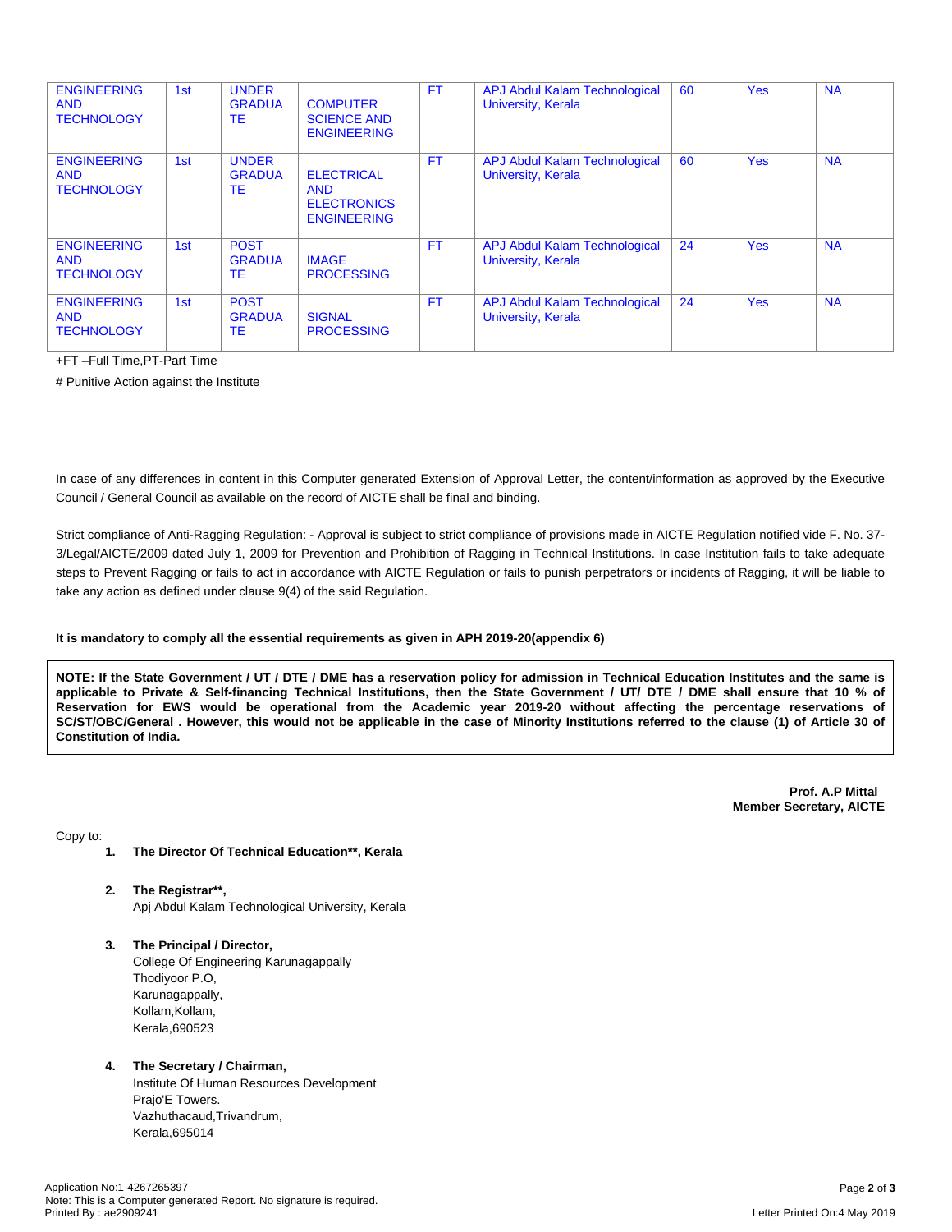| ENGINEERING AND TECHNOLOGY | 1st | UNDER GRADUATE | COMPUTER SCIENCE AND ENGINEERING | FT | APJ Abdul Kalam Technological University, Kerala | 60 | Yes | NA |
|---|---|---|---|---|---|---|---|---|
| ENGINEERING AND TECHNOLOGY | 1st | UNDER GRADUATE | ELECTRICAL AND ELECTRONICS ENGINEERING | FT | APJ Abdul Kalam Technological University, Kerala | 60 | Yes | NA |
| ENGINEERING AND TECHNOLOGY | 1st | POST GRADUATE | IMAGE PROCESSING | FT | APJ Abdul Kalam Technological University, Kerala | 24 | Yes | NA |
| ENGINEERING AND TECHNOLOGY | 1st | POST GRADUATE | SIGNAL PROCESSING | FT | APJ Abdul Kalam Technological University, Kerala | 24 | Yes | NA |

+FT –Full Time,PT-Part Time

# Punitive Action against the Institute

In case of any differences in content in this Computer generated Extension of Approval Letter, the content/information as approved by the Executive Council / General Council as available on the record of AICTE shall be final and binding.

Strict compliance of Anti-Ragging Regulation: - Approval is subject to strict compliance of provisions made in AICTE Regulation notified vide F. No. 37-3/Legal/AICTE/2009 dated July 1, 2009 for Prevention and Prohibition of Ragging in Technical Institutions. In case Institution fails to take adequate steps to Prevent Ragging or fails to act in accordance with AICTE Regulation or fails to punish perpetrators or incidents of Ragging, it will be liable to take any action as defined under clause 9(4) of the said Regulation.

**It is mandatory to comply all the essential requirements as given in APH 2019-20(appendix 6)**

**NOTE: If the State Government / UT / DTE / DME has a reservation policy for admission in Technical Education Institutes and the same is applicable to Private & Self-financing Technical Institutions, then the State Government / UT/ DTE / DME shall ensure that 10 % of Reservation for EWS would be operational from the Academic year 2019-20 without affecting the percentage reservations of SC/ST/OBC/General . However, this would not be applicable in the case of Minority Institutions referred to the clause (1) of Article 30 of Constitution of India.**

**Prof. A.P Mittal**
**Member Secretary, AICTE**

Copy to:

1. **The Director Of Technical Education**, Kerala**

2. **The Registrar**,**
   Apj Abdul Kalam Technological University, Kerala

3. **The Principal / Director,**
   College Of Engineering Karunagappally
   Thodiyoor P.O,
   Karunagappally,
   Kollam,Kollam,
   Kerala,690523

4. **The Secretary / Chairman,**
   Institute Of Human Resources Development
   Prajo'E Towers.
   Vazhuthacaud,Trivandrum,
   Kerala,695014

Application No:1-4267265397
Note: This is a Computer generated Report. No signature is required.
Printed By : ae2909241

Letter Printed On:4 May 2019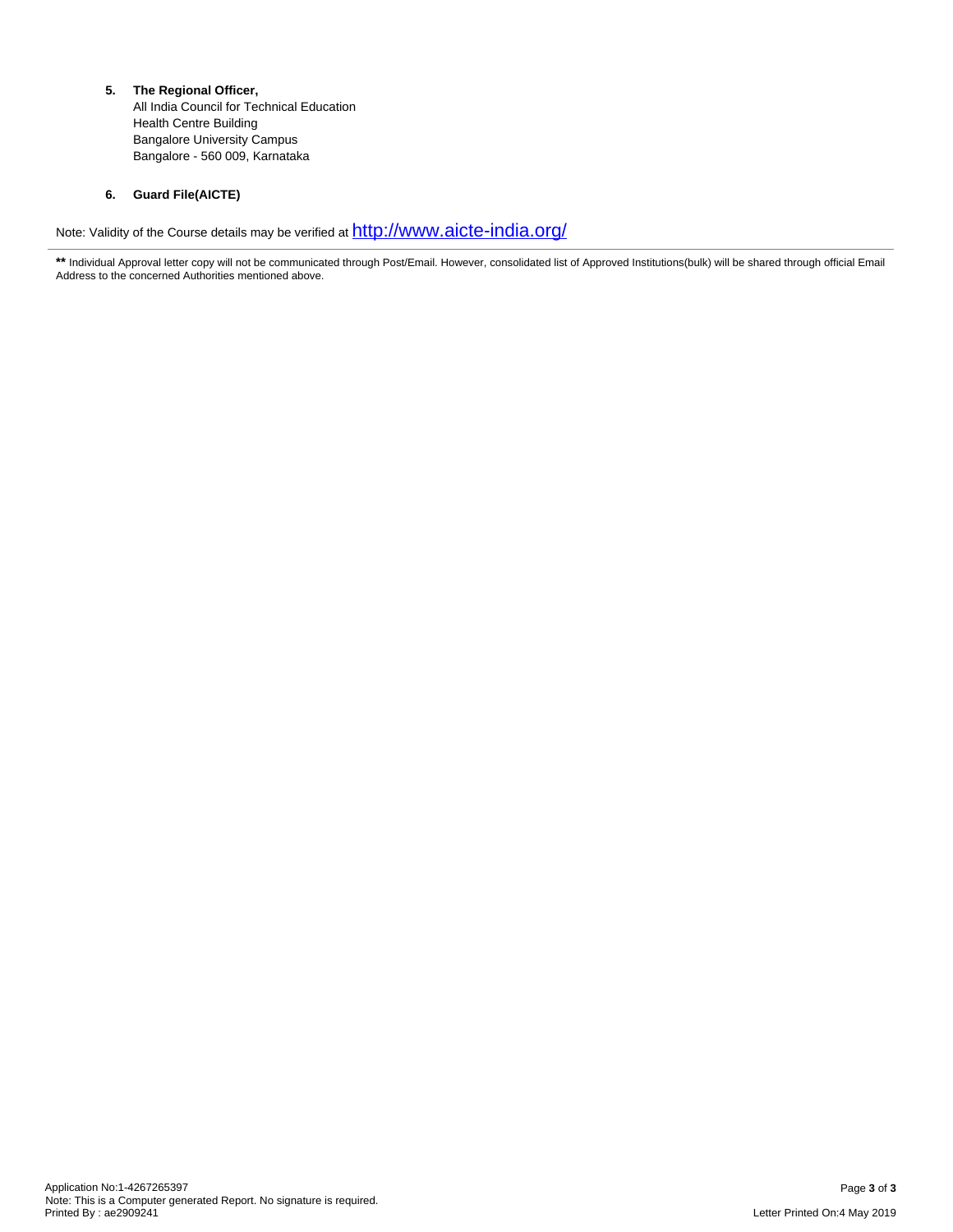5. **The Regional Officer,**
   All India Council for Technical Education
   Health Centre Building
   Bangalore University Campus
   Bangalore - 560 009, Karnataka

6. **Guard File(AICTE)**

Note: Validity of the Course details may be verified at [http://www.aicte-india.org/](http://www.aicte-india.org/)

---

**\*\*** Individual Approval letter copy will not be communicated through Post/Email. However, consolidated list of Approved Institutions(bulk) will be shared through official Email Address to the concerned Authorities mentioned above.

Application No:1-4267265397
Note: This is a Computer generated Report. No signature is required.
Printed By : ae2909241

Letter Printed On:4 May 2019